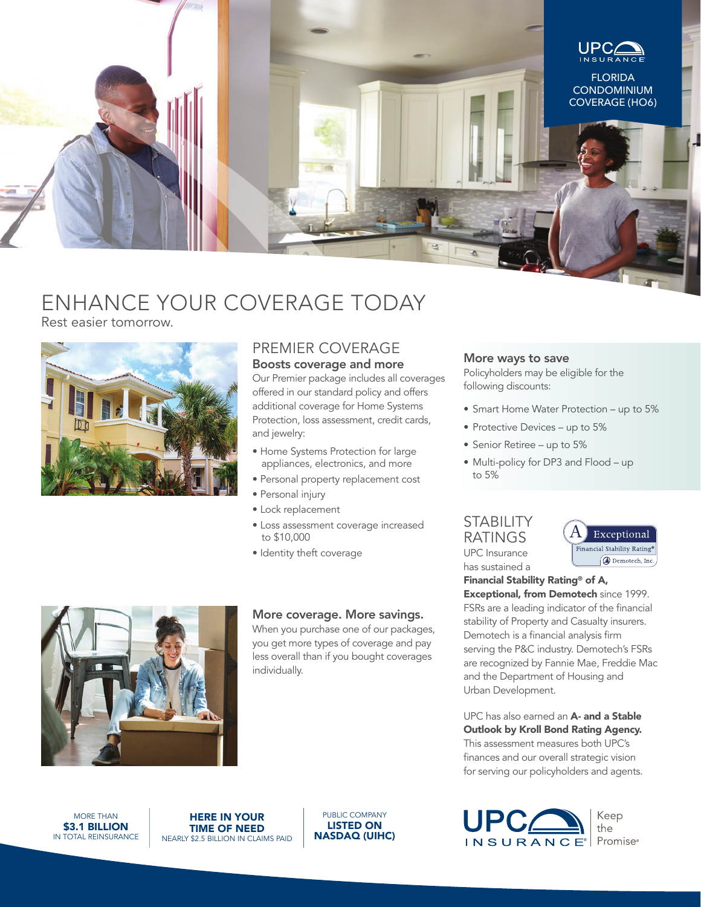UPC INSURANCE

FLORIDA CONDOMINIUM COVERAGE (HO6)

# ENHANCE YOUR COVERAGE TODAY

Rest easier tomorrow.

## PREMIER COVERAGE

### Boosts coverage and more

Our Premier package includes all coverages offered in our standard policy and offers additional coverage for Home Systems Protection, loss assessment, credit cards, and jewelry:

- Home Systems Protection for large appliances, electronics, and more
- Personal property replacement cost
- Personal injury
- Lock replacement
- Loss assessment coverage increased to $10,000
- Identity theft coverage

### More coverage. More savings.

When you purchase one of our packages, you get more types of coverage and pay less overall than if you bought coverages individually.

### More ways to save

Policyholders may be eligible for the following discounts:

- Smart Home Water Protection – up to 5%
- Protective Devices – up to 5%
- Senior Retiree – up to 5%
- Multi-policy for DP3 and Flood – up to 5%

## STABILITY RATINGS

A Exceptional Financial Stability Rating® Demotech, Inc.

UPC Insurance has sustained a **Financial Stability Rating® of A, Exceptional, from Demotech** since 1999. FSRs are a leading indicator of the financial stability of Property and Casualty insurers. Demotech is a financial analysis firm serving the P&C industry. Demotech's FSRs are recognized by Fannie Mae, Freddie Mac and the Department of Housing and Urban Development.

UPC has also earned an **A- and a Stable Outlook by Kroll Bond Rating Agency.** This assessment measures both UPC's finances and our overall strategic vision for serving our policyholders and agents.

MORE THAN **$3.1 BILLION** IN TOTAL REINSURANCE

**HERE IN YOUR TIME OF NEED** NEARLY $2.5 BILLION IN CLAIMS PAID

PUBLIC COMPANY **LISTED ON NASDAQ (UIHC)**

UPC INSURANCE® Keep the Promise®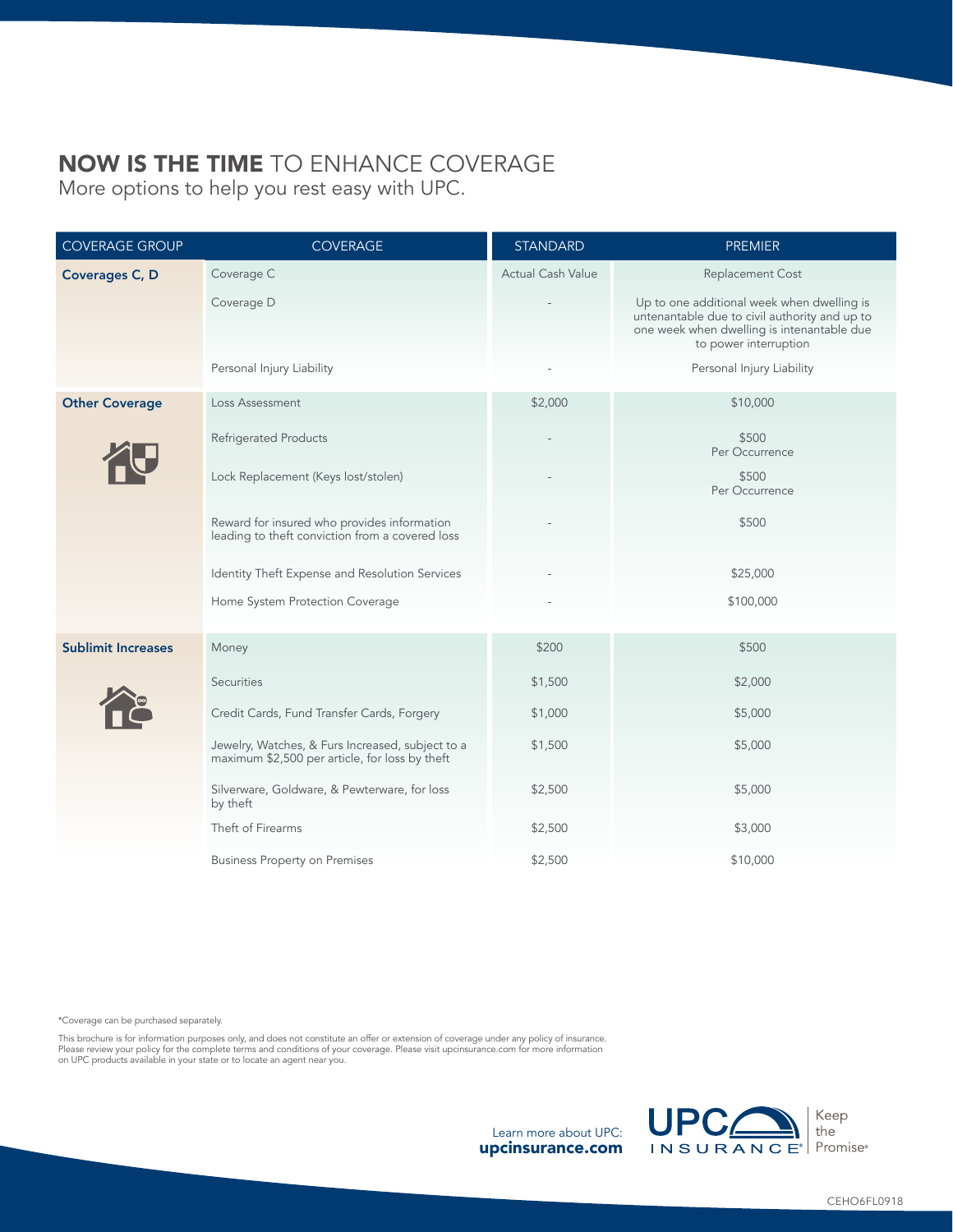## **NOW IS THE TIME** TO ENHANCE COVERAGE

More options to help you rest easy with UPC.

| COVERAGE GROUP | COVERAGE | STANDARD | PREMIER |
|---|---|---|---|
| **Coverages C, D** | Coverage C | Actual Cash Value | Replacement Cost |
| | Coverage D | - | Up to one additional week when dwelling is untenantable due to civil authority and up to one week when dwelling is intenantable due to power interruption |
| | Personal Injury Liability | - | Personal Injury Liability |
| **Other Coverage** | Loss Assessment | $2,000 | $10,000 |
| | Refrigerated Products | - | $500 Per Occurrence |
| | Lock Replacement (Keys lost/stolen) | - | $500 Per Occurrence |
| | Reward for insured who provides information leading to theft conviction from a covered loss | - | $500 |
| | Identity Theft Expense and Resolution Services | - | $25,000 |
| | Home System Protection Coverage | - | $100,000 |
| **Sublimit Increases** | Money | $200 | $500 |
| | Securities | $1,500 | $2,000 |
| | Credit Cards, Fund Transfer Cards, Forgery | $1,000 | $5,000 |
| | Jewelry, Watches, & Furs Increased, subject to a maximum $2,500 per article, for loss by theft | $1,500 | $5,000 |
| | Silverware, Goldware, & Pewterware, for loss by theft | $2,500 | $5,000 |
| | Theft of Firearms | $2,500 | $3,000 |
| | Business Property on Premises | $2,500 | $10,000 |

*Coverage can be purchased separately.

This brochure is for information purposes only, and does not constitute an offer or extension of coverage under any policy of insurance. Please review your policy for the complete terms and conditions of your coverage. Please visit upcinsurance.com for more information on UPC products available in your state or to locate an agent near you.

Learn more about UPC:
**upcinsurance.com**

UPC INSURANCE® | Keep the Promise®

CEHO6FL0918